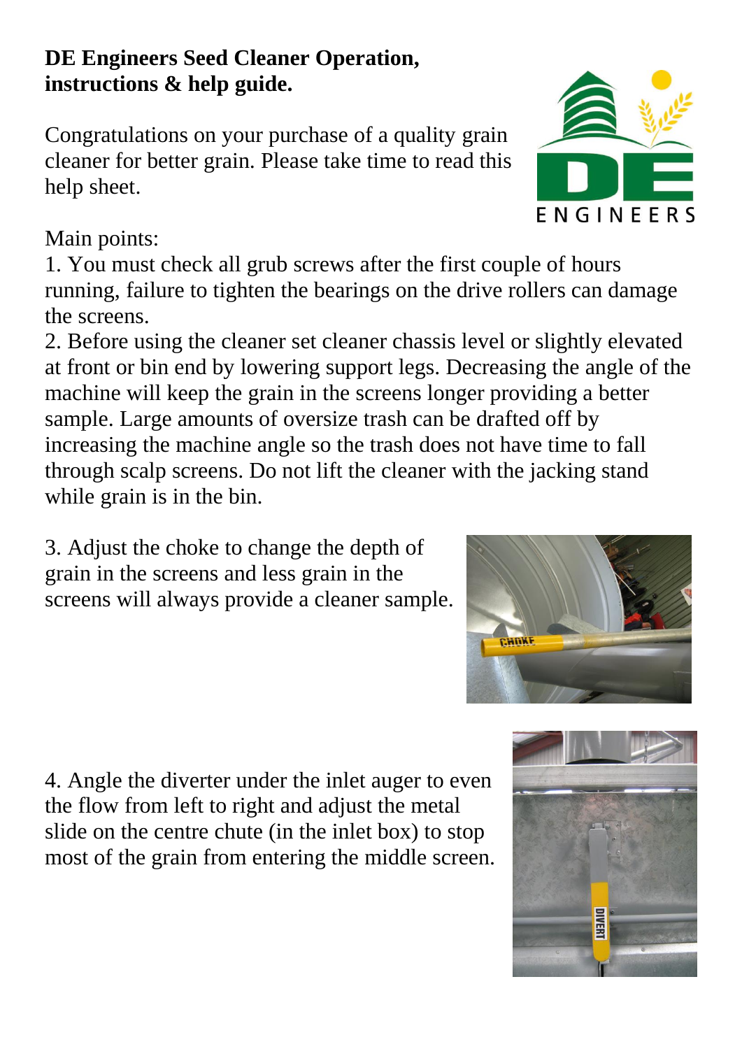**DE Engineers Seed Cleaner Operation, instructions & help guide.**

Congratulations on your purchase of a quality grain cleaner for better grain. Please take time to read this help sheet.

Main points:

1. You must check all grub screws after the first couple of hours running, failure to tighten the bearings on the drive rollers can damage the screens.
2. Before using the cleaner set cleaner chassis level or slightly elevated at front or bin end by lowering support legs. Decreasing the angle of the machine will keep the grain in the screens longer providing a better sample. Large amounts of oversize trash can be drafted off by increasing the machine angle so the trash does not have time to fall through scalp screens. Do not lift the cleaner with the jacking stand while grain is in the bin.
3. Adjust the choke to change the depth of grain in the screens and less grain in the screens will always provide a cleaner sample.
4. Angle the diverter under the inlet auger to even the flow from left to right and adjust the metal slide on the centre chute (in the inlet box) to stop most of the grain from entering the middle screen.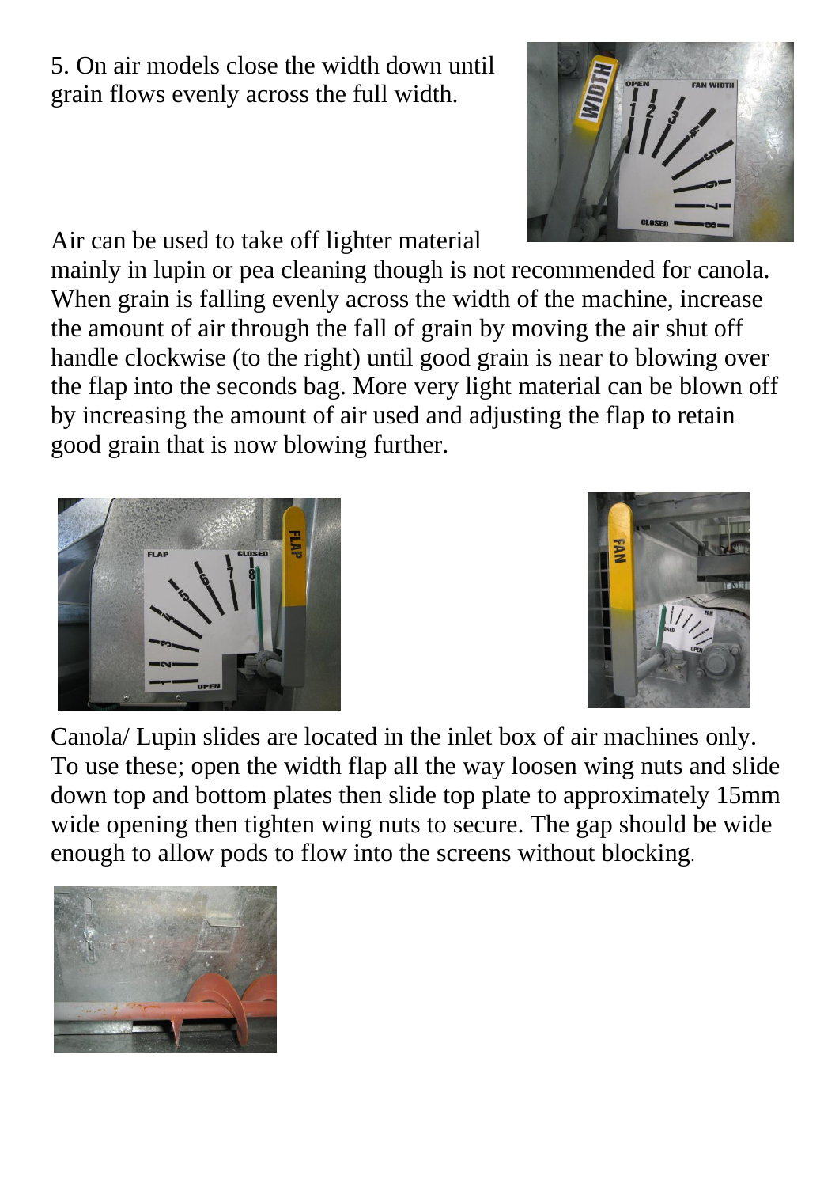5. On air models close the width down until grain flows evenly across the full width.

Air can be used to take off lighter material mainly in lupin or pea cleaning though is not recommended for canola. When grain is falling evenly across the width of the machine, increase the amount of air through the fall of grain by moving the air shut off handle clockwise (to the right) until good grain is near to blowing over the flap into the seconds bag. More very light material can be blown off by increasing the amount of air used and adjusting the flap to retain good grain that is now blowing further.

Canola/ Lupin slides are located in the inlet box of air machines only. To use these; open the width flap all the way loosen wing nuts and slide down top and bottom plates then slide top plate to approximately 15mm wide opening then tighten wing nuts to secure. The gap should be wide enough to allow pods to flow into the screens without blocking.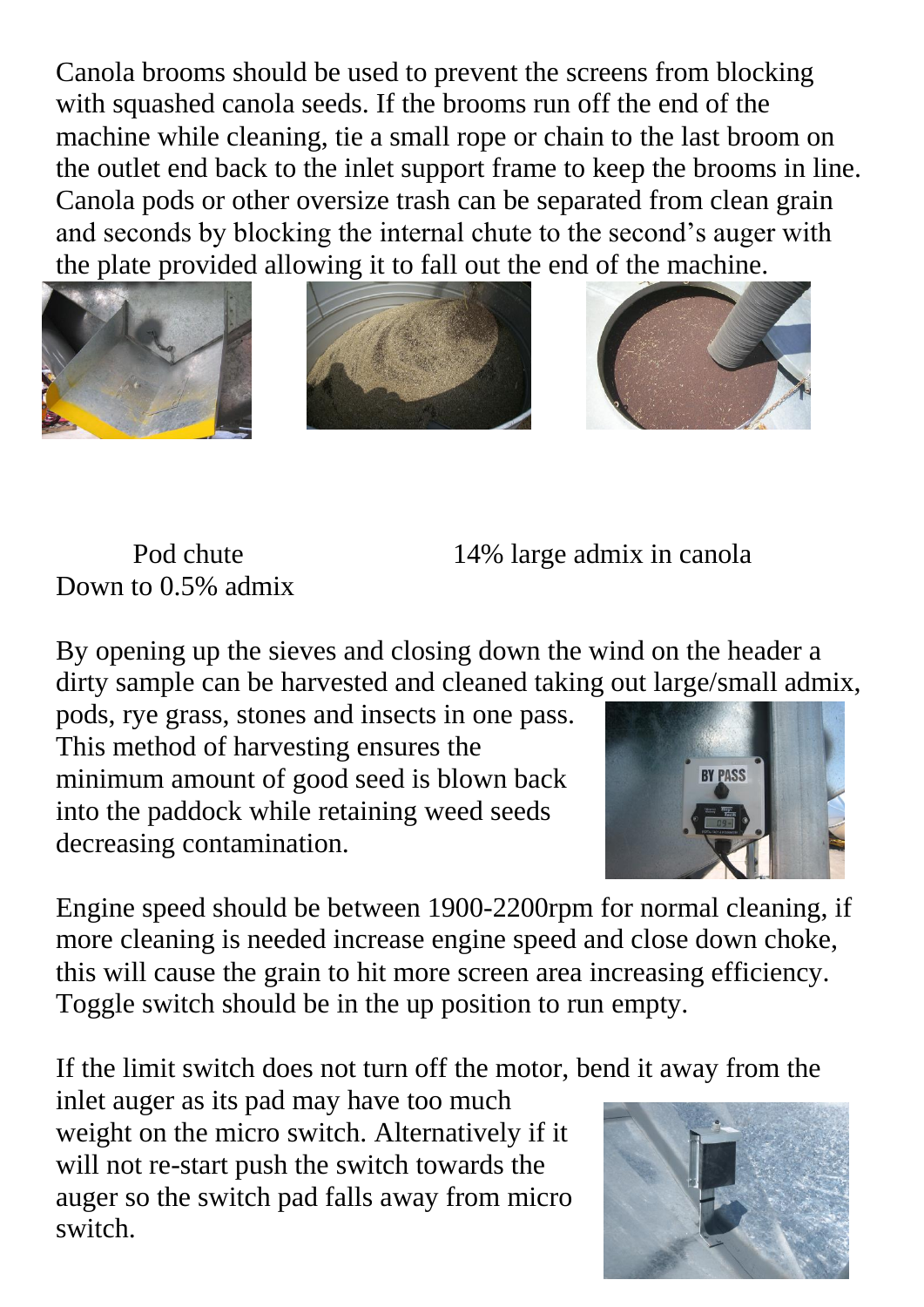Canola brooms should be used to prevent the screens from blocking with squashed canola seeds. If the brooms run off the end of the machine while cleaning, tie a small rope or chain to the last broom on the outlet end back to the inlet support frame to keep the brooms in line. Canola pods or other oversize trash can be separated from clean grain and seconds by blocking the internal chute to the second's auger with the plate provided allowing it to fall out the end of the machine.

Pod chute                14% large admix in canola
Down to 0.5% admix

By opening up the sieves and closing down the wind on the header a dirty sample can be harvested and cleaned taking out large/small admix, pods, rye grass, stones and insects in one pass. This method of harvesting ensures the minimum amount of good seed is blown back into the paddock while retaining weed seeds decreasing contamination.

Engine speed should be between 1900-2200rpm for normal cleaning, if more cleaning is needed increase engine speed and close down choke, this will cause the grain to hit more screen area increasing efficiency. Toggle switch should be in the up position to run empty.

If the limit switch does not turn off the motor, bend it away from the inlet auger as its pad may have too much weight on the micro switch. Alternatively if it will not re-start push the switch towards the auger so the switch pad falls away from micro switch.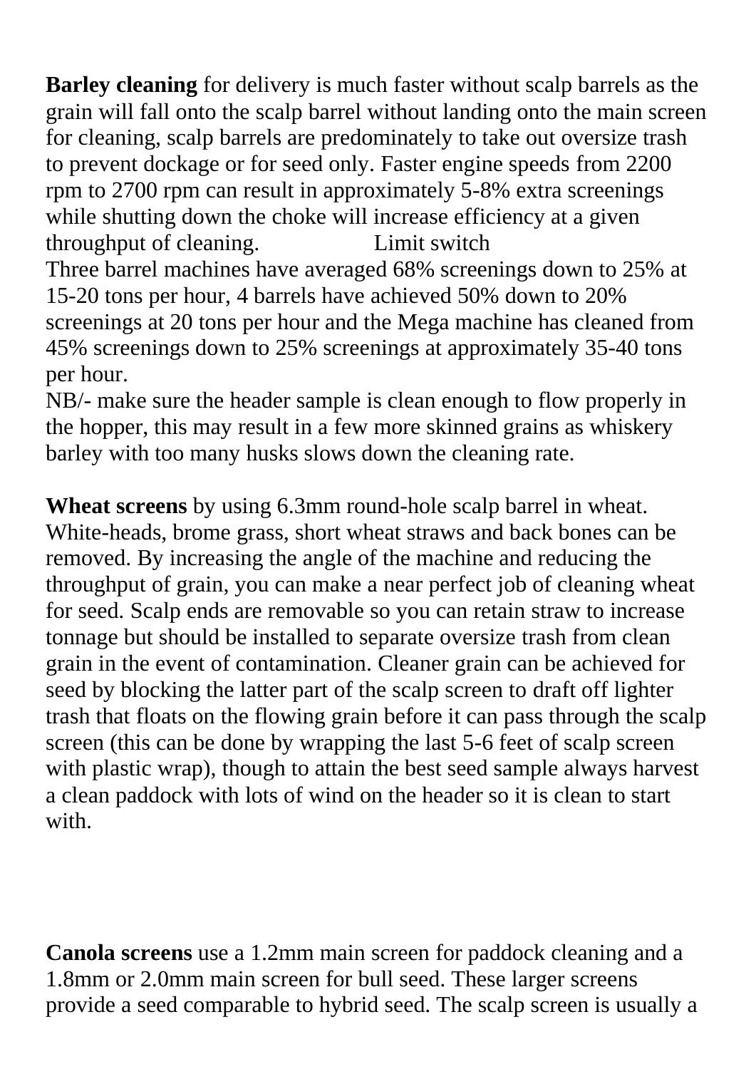**Barley cleaning** for delivery is much faster without scalp barrels as the grain will fall onto the scalp barrel without landing onto the main screen for cleaning, scalp barrels are predominately to take out oversize trash to prevent dockage or for seed only. Faster engine speeds from 2200 rpm to 2700 rpm can result in approximately 5-8% extra screenings while shutting down the choke will increase efficiency at a given throughput of cleaning. Limit switch

Three barrel machines have averaged 68% screenings down to 25% at 15-20 tons per hour, 4 barrels have achieved 50% down to 20% screenings at 20 tons per hour and the Mega machine has cleaned from 45% screenings down to 25% screenings at approximately 35-40 tons per hour.

NB/- make sure the header sample is clean enough to flow properly in the hopper, this may result in a few more skinned grains as whiskery barley with too many husks slows down the cleaning rate.

**Wheat screens** by using 6.3mm round-hole scalp barrel in wheat. White-heads, brome grass, short wheat straws and back bones can be removed. By increasing the angle of the machine and reducing the throughput of grain, you can make a near perfect job of cleaning wheat for seed. Scalp ends are removable so you can retain straw to increase tonnage but should be installed to separate oversize trash from clean grain in the event of contamination. Cleaner grain can be achieved for seed by blocking the latter part of the scalp screen to draft off lighter trash that floats on the flowing grain before it can pass through the scalp screen (this can be done by wrapping the last 5-6 feet of scalp screen with plastic wrap), though to attain the best seed sample always harvest a clean paddock with lots of wind on the header so it is clean to start with.

**Canola screens** use a 1.2mm main screen for paddock cleaning and a 1.8mm or 2.0mm main screen for bull seed. These larger screens provide a seed comparable to hybrid seed. The scalp screen is usually a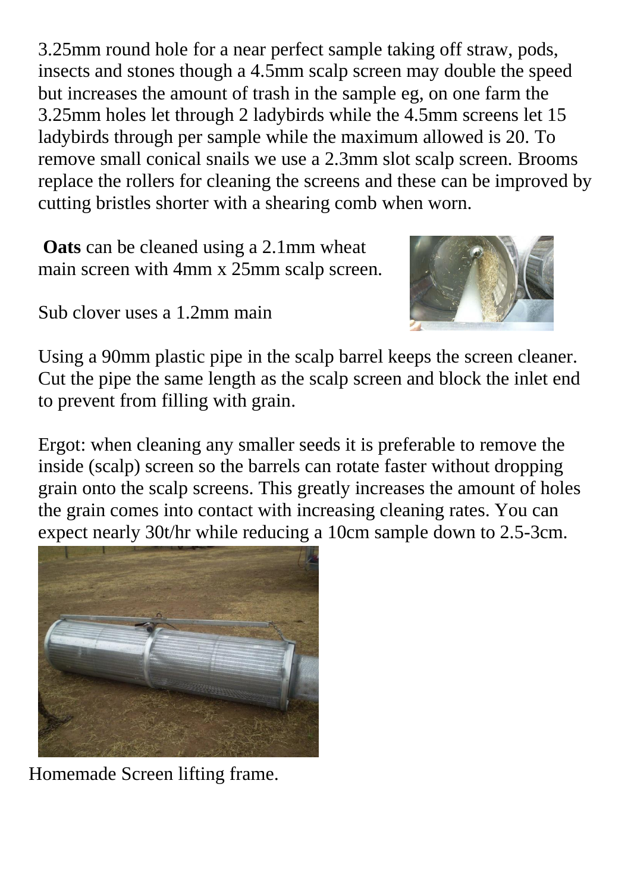3.25mm round hole for a near perfect sample taking off straw, pods, insects and stones though a 4.5mm scalp screen may double the speed but increases the amount of trash in the sample eg, on one farm the 3.25mm holes let through 2 ladybirds while the 4.5mm screens let 15 ladybirds through per sample while the maximum allowed is 20. To remove small conical snails we use a 2.3mm slot scalp screen. Brooms replace the rollers for cleaning the screens and these can be improved by cutting bristles shorter with a shearing comb when worn.

**Oats** can be cleaned using a 2.1mm wheat main screen with 4mm x 25mm scalp screen.

Sub clover uses a 1.2mm main

Using a 90mm plastic pipe in the scalp barrel keeps the screen cleaner. Cut the pipe the same length as the scalp screen and block the inlet end to prevent from filling with grain.

Ergot: when cleaning any smaller seeds it is preferable to remove the inside (scalp) screen so the barrels can rotate faster without dropping grain onto the scalp screens. This greatly increases the amount of holes the grain comes into contact with increasing cleaning rates. You can expect nearly 30t/hr while reducing a 10cm sample down to 2.5-3cm.

Homemade Screen lifting frame.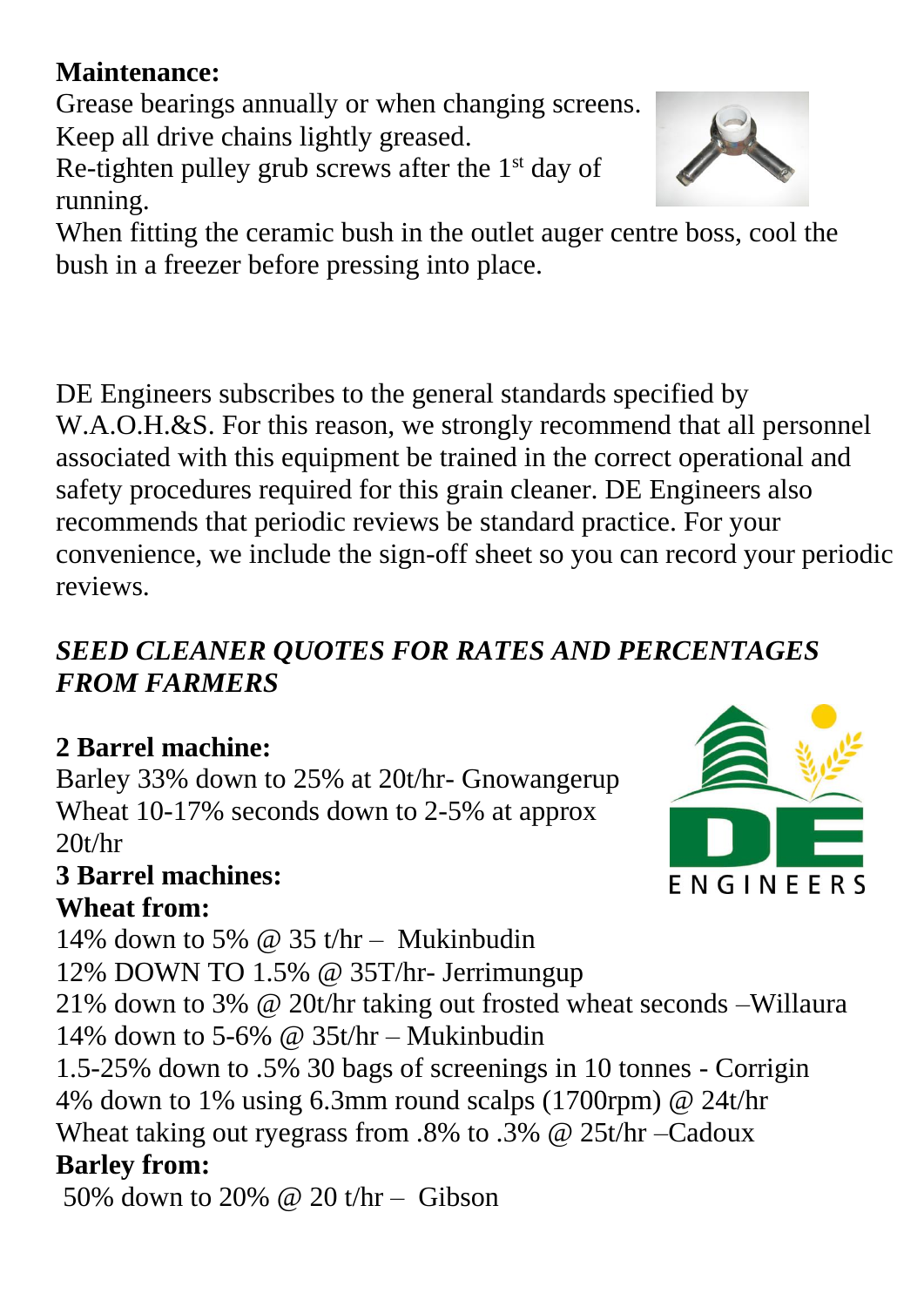**Maintenance:**

Grease bearings annually or when changing screens.
Keep all drive chains lightly greased.
Re-tighten pulley grub screws after the 1st day of running.
When fitting the ceramic bush in the outlet auger centre boss, cool the bush in a freezer before pressing into place.

DE Engineers subscribes to the general standards specified by W.A.O.H.&S. For this reason, we strongly recommend that all personnel associated with this equipment be trained in the correct operational and safety procedures required for this grain cleaner. DE Engineers also recommends that periodic reviews be standard practice. For your convenience, we include the sign-off sheet so you can record your periodic reviews.

***SEED CLEANER QUOTES FOR RATES AND PERCENTAGES FROM FARMERS***

**2 Barrel machine:**

Barley 33% down to 25% at 20t/hr- Gnowangerup
Wheat 10-17% seconds down to 2-5% at approx 20t/hr

**3 Barrel machines:**

**Wheat from:**

14% down to 5% @ 35 t/hr – Mukinbudin
12% DOWN TO 1.5% @ 35T/hr- Jerrimungup
21% down to 3% @ 20t/hr taking out frosted wheat seconds –Willaura
14% down to 5-6% @ 35t/hr – Mukinbudin
1.5-25% down to .5% 30 bags of screenings in 10 tonnes - Corrigin
4% down to 1% using 6.3mm round scalps (1700rpm) @ 24t/hr
Wheat taking out ryegrass from .8% to .3% @ 25t/hr –Cadoux

**Barley from:**

50% down to 20% @ 20 t/hr – Gibson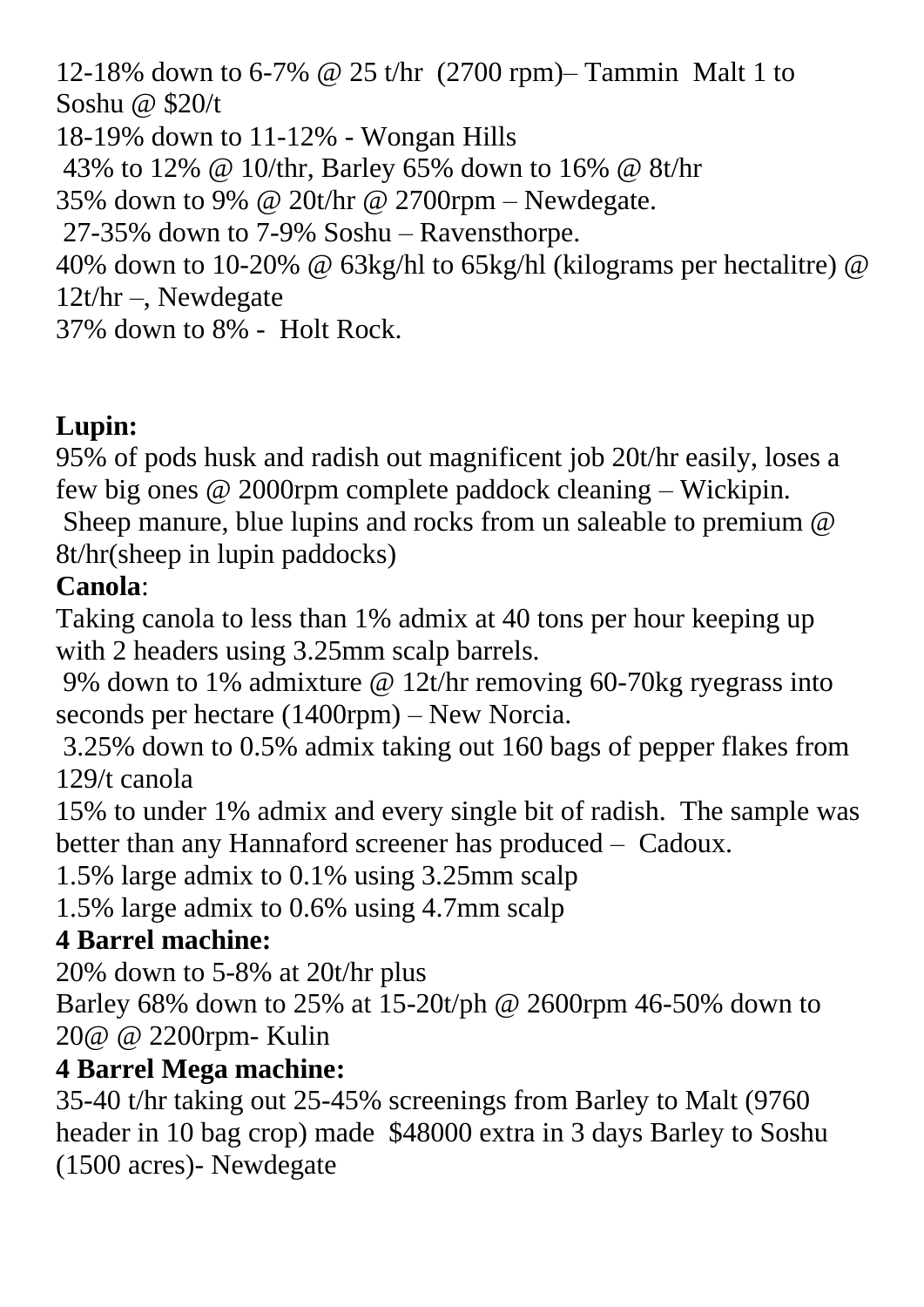12-18% down to 6-7% @ 25 t/hr (2700 rpm)– Tammin Malt 1 to Soshu @ $20/t

18-19% down to 11-12% - Wongan Hills

43% to 12% @ 10/thr, Barley 65% down to 16% @ 8t/hr

35% down to 9% @ 20t/hr @ 2700rpm – Newdegate.

27-35% down to 7-9% Soshu – Ravensthorpe.

40% down to 10-20% @ 63kg/hl to 65kg/hl (kilograms per hectalitre) @ 12t/hr –, Newdegate

37% down to 8% - Holt Rock.

**Lupin:**

95% of pods husk and radish out magnificent job 20t/hr easily, loses a few big ones @ 2000rpm complete paddock cleaning – Wickipin.

Sheep manure, blue lupins and rocks from un saleable to premium @ 8t/hr(sheep in lupin paddocks)

**Canola**:

Taking canola to less than 1% admix at 40 tons per hour keeping up with 2 headers using 3.25mm scalp barrels.

9% down to 1% admixture @ 12t/hr removing 60-70kg ryegrass into seconds per hectare (1400rpm) – New Norcia.

3.25% down to 0.5% admix taking out 160 bags of pepper flakes from 129/t canola

15% to under 1% admix and every single bit of radish. The sample was better than any Hannaford screener has produced – Cadoux.

1.5% large admix to 0.1% using 3.25mm scalp

1.5% large admix to 0.6% using 4.7mm scalp

**4 Barrel machine:**

20% down to 5-8% at 20t/hr plus

Barley 68% down to 25% at 15-20t/ph @ 2600rpm 46-50% down to 20@ @ 2200rpm- Kulin

**4 Barrel Mega machine:**

35-40 t/hr taking out 25-45% screenings from Barley to Malt (9760 header in 10 bag crop) made $48000 extra in 3 days Barley to Soshu (1500 acres)- Newdegate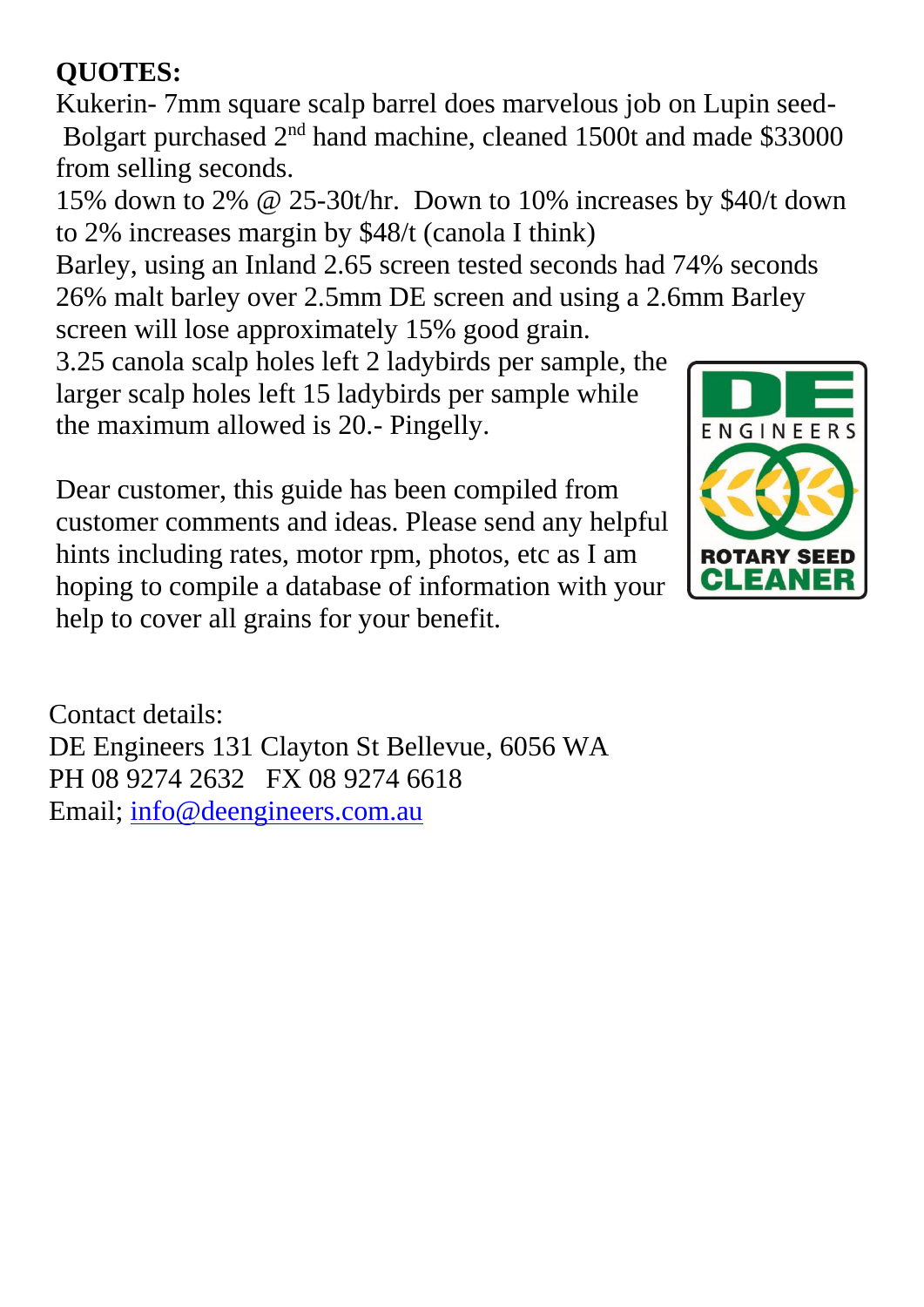**QUOTES:**

Kukerin- 7mm square scalp barrel does marvelous job on Lupin seed- Bolgart purchased 2nd hand machine, cleaned 1500t and made \$33000 from selling seconds.

15% down to 2% @ 25-30t/hr. Down to 10% increases by \$40/t down to 2% increases margin by \$48/t (canola I think)

Barley, using an Inland 2.65 screen tested seconds had 74% seconds 26% malt barley over 2.5mm DE screen and using a 2.6mm Barley screen will lose approximately 15% good grain.

3.25 canola scalp holes left 2 ladybirds per sample, the larger scalp holes left 15 ladybirds per sample while the maximum allowed is 20.- Pingelly.

Dear customer, this guide has been compiled from customer comments and ideas. Please send any helpful hints including rates, motor rpm, photos, etc as I am hoping to compile a database of information with your help to cover all grains for your benefit.

DE ENGINEERS ROTARY SEED CLEANER

Contact details:
DE Engineers 131 Clayton St Bellevue, 6056 WA
PH 08 9274 2632 FX 08 9274 6618
Email; info@deengineers.com.au